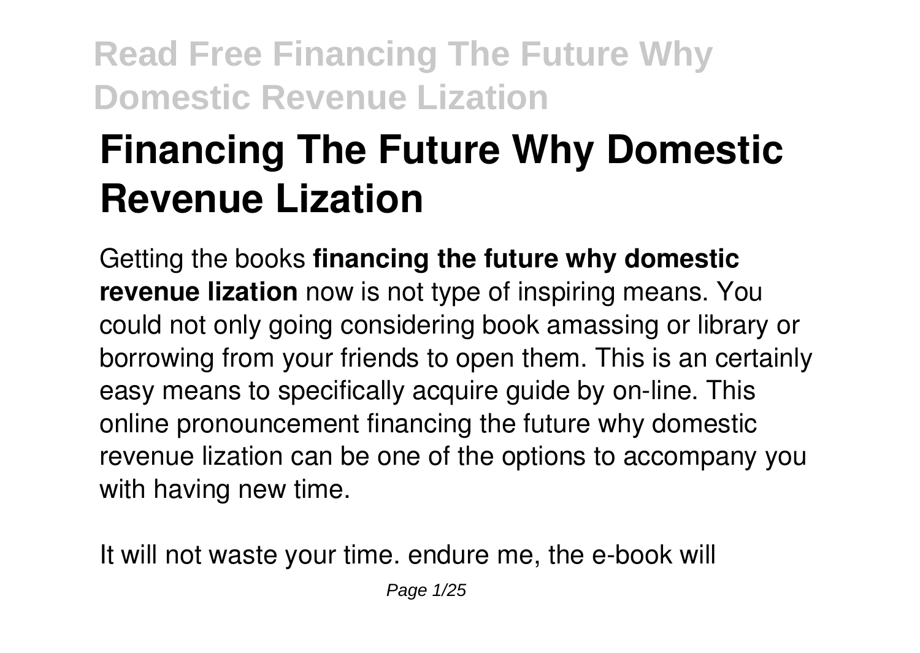# Financing The Future Why Domestic Revenue Lization

Getting the books **financing the future why domestic revenue lization** now is not type of inspiring means. You could not only going considering book amassing or library or borrowing from your friends to open them. This is an certainly easy means to specifically acquire guide by on-line. This online pronouncement financing the future why domestic revenue lization can be one of the options to accompany you with having new time.

It will not waste your time. endure me, the e-book will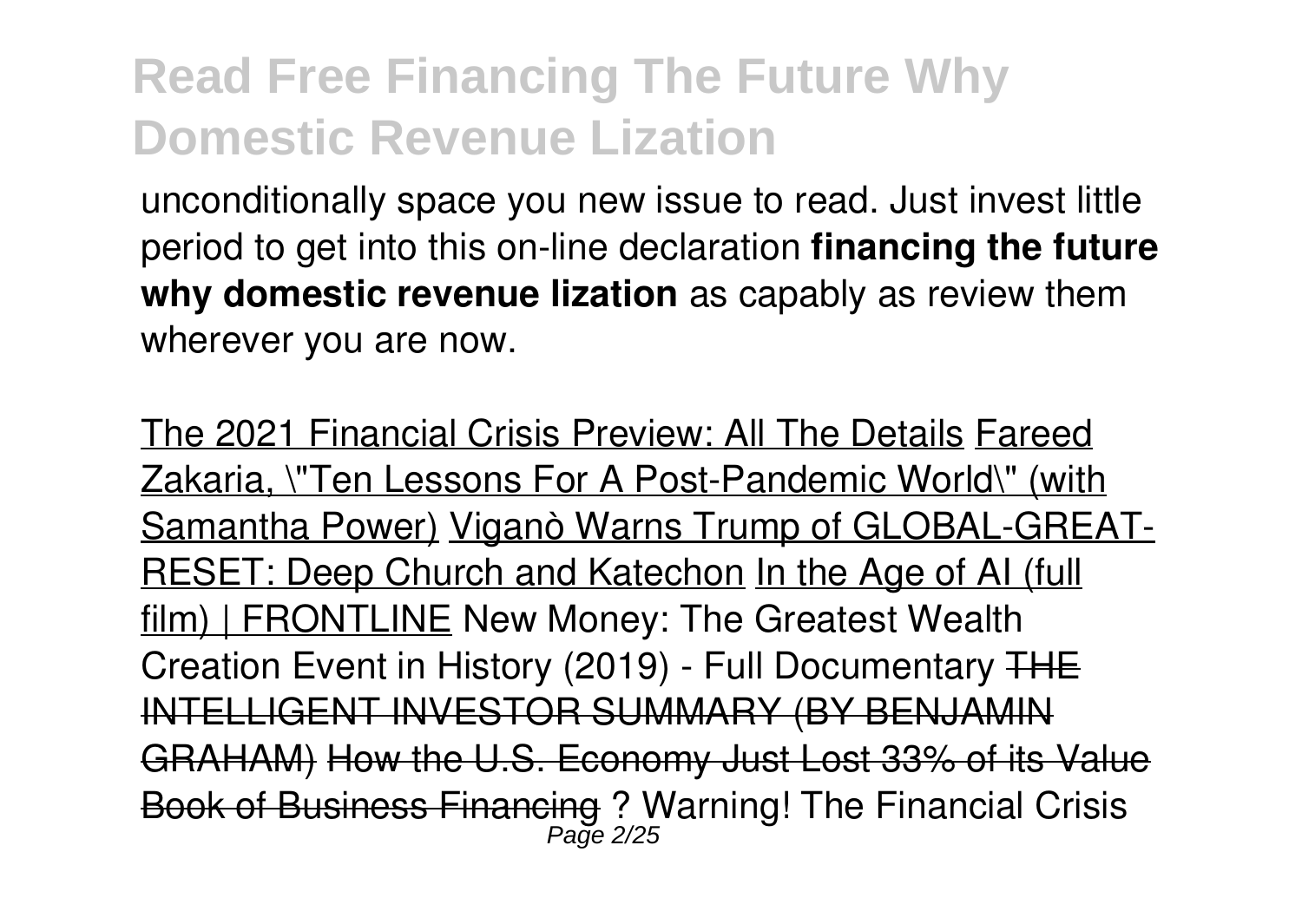unconditionally space you new issue to read. Just invest little period to get into this on-line declaration **financing the future why domestic revenue lization** as capably as review them wherever you are now.

The 2021 Financial Crisis Preview: All The Details Fareed Zakaria, \"Ten Lessons For A Post-Pandemic World\" (with Samantha Power) Viganò Warns Trump of GLOBAL-GREAT-RESET: Deep Church and Katechon In the Age of AI (full film) | FRONTLINE New Money: The Greatest Wealth Creation Event in History (2019) - Full Documentary ~~THE INTELLIGENT INVESTOR SUMMARY (BY BENJAMIN GRAHAM)~~ ~~How the U.S. Economy Just Lost 33% of its Value~~ ~~Book of Business Financing~~ ? Warning! The Financial Crisis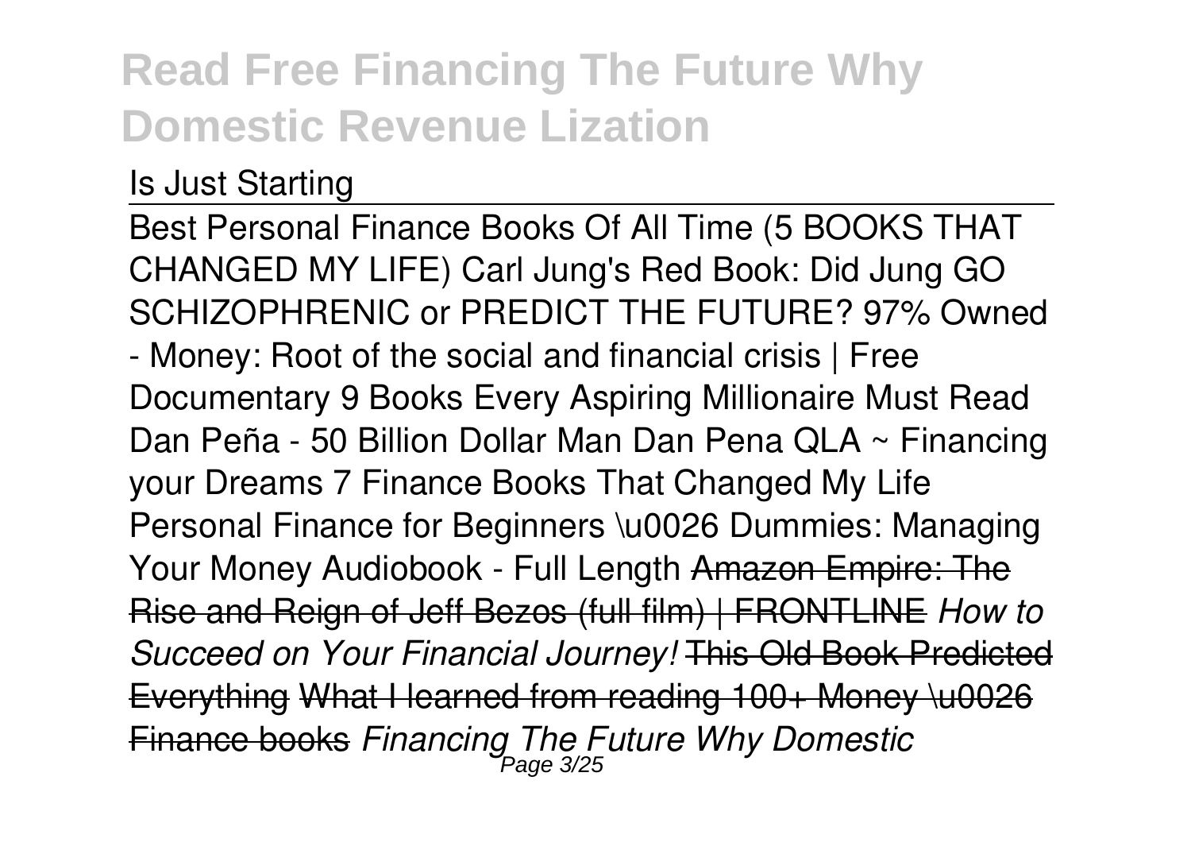Is Just Starting

Best Personal Finance Books Of All Time (5 BOOKS THAT CHANGED MY LIFE) Carl Jung's Red Book: Did Jung GO SCHIZOPHRENIC or PREDICT THE FUTURE? 97% Owned - Money: Root of the social and financial crisis | Free Documentary 9 Books Every Aspiring Millionaire Must Read Dan Peña - 50 Billion Dollar Man Dan Pena QLA ~ Financing your Dreams 7 Finance Books That Changed My Life Personal Finance for Beginners \u0026 Dummies: Managing Your Money Audiobook - Full Length ~~Amazon Empire: The Rise and Reign of Jeff Bezos (full film) | FRONTLINE~~ *How to Succeed on Your Financial Journey!* ~~This Old Book Predicted Everything~~ ~~What I learned from reading 100+ Money \u0026 Finance books~~ *Financing The Future Why Domestic*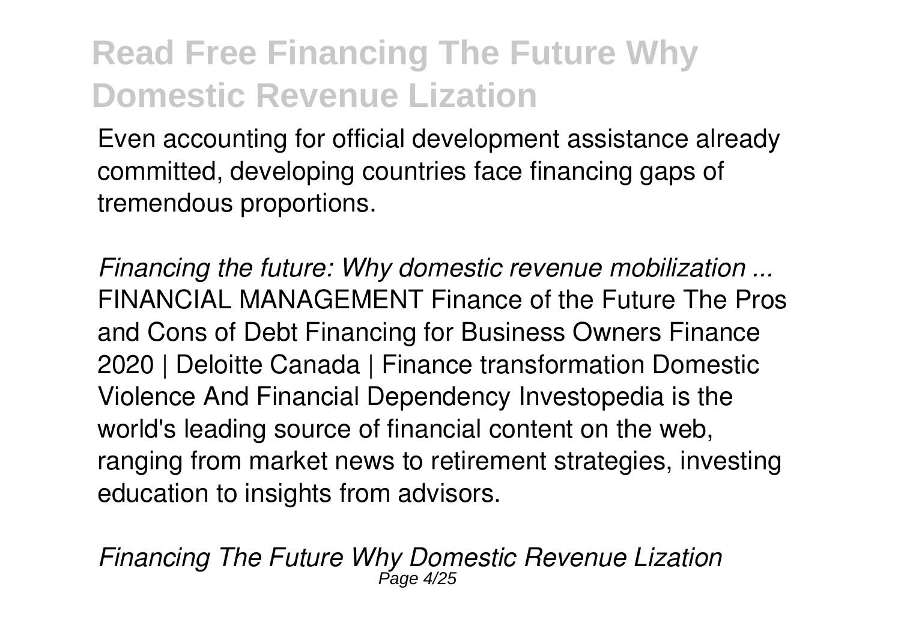Even accounting for official development assistance already committed, developing countries face financing gaps of tremendous proportions.

*Financing the future: Why domestic revenue mobilization ...*
FINANCIAL MANAGEMENT Finance of the Future The Pros and Cons of Debt Financing for Business Owners Finance 2020 | Deloitte Canada | Finance transformation Domestic Violence And Financial Dependency Investopedia is the world's leading source of financial content on the web, ranging from market news to retirement strategies, investing education to insights from advisors.

*Financing The Future Why Domestic Revenue Lization*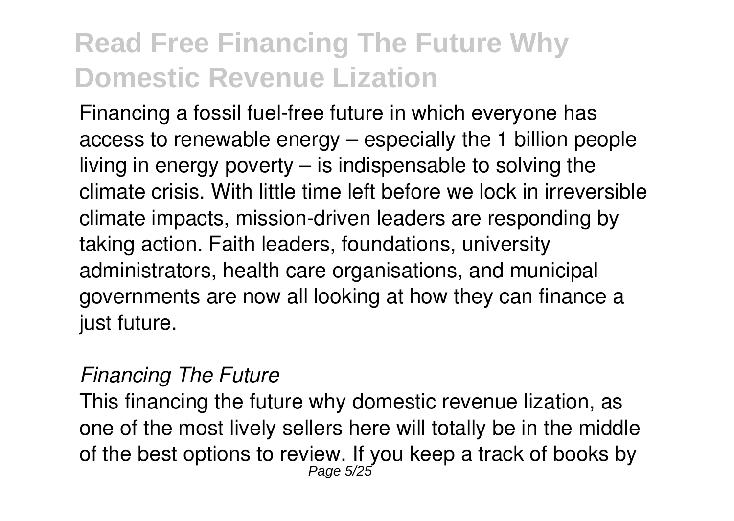Financing a fossil fuel-free future in which everyone has access to renewable energy – especially the 1 billion people living in energy poverty – is indispensable to solving the climate crisis. With little time left before we lock in irreversible climate impacts, mission-driven leaders are responding by taking action. Faith leaders, foundations, university administrators, health care organisations, and municipal governments are now all looking at how they can finance a just future.

*Financing The Future*

This financing the future why domestic revenue lization, as one of the most lively sellers here will totally be in the middle of the best options to review. If you keep a track of books by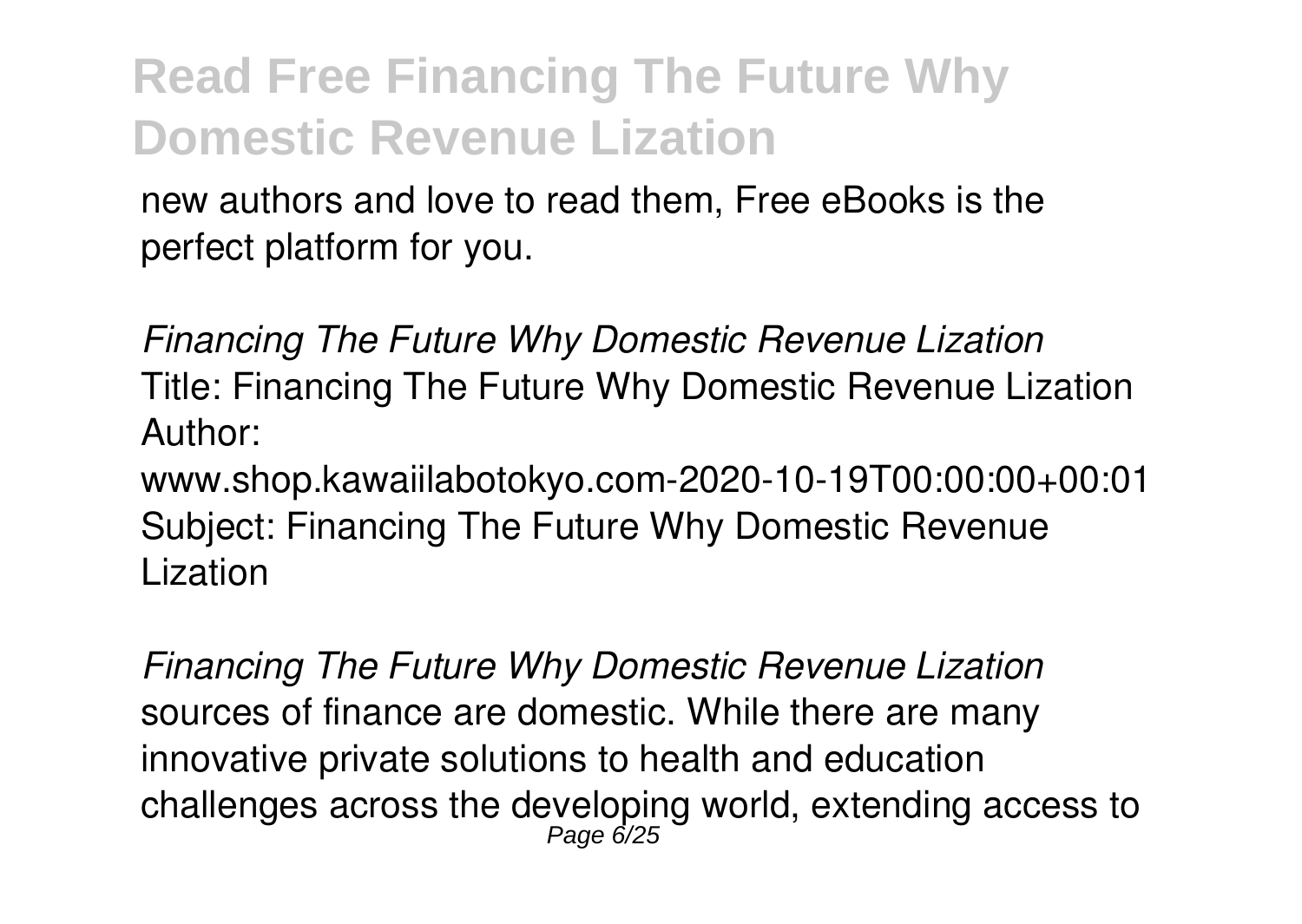new authors and love to read them, Free eBooks is the perfect platform for you.

*Financing The Future Why Domestic Revenue Lization*

Title: Financing The Future Why Domestic Revenue Lization
Author:
www.shop.kawaiilabotokyo.com-2020-10-19T00:00:00+00:01
Subject: Financing The Future Why Domestic Revenue Lization

*Financing The Future Why Domestic Revenue Lization*

sources of finance are domestic. While there are many innovative private solutions to health and education challenges across the developing world, extending access to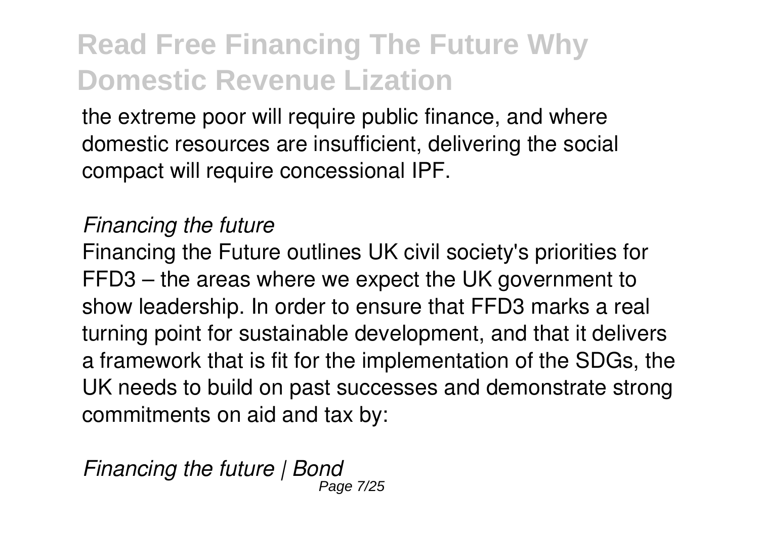the extreme poor will require public finance, and where domestic resources are insufficient, delivering the social compact will require concessional IPF.

*Financing the future*

Financing the Future outlines UK civil society's priorities for FFD3 – the areas where we expect the UK government to show leadership. In order to ensure that FFD3 marks a real turning point for sustainable development, and that it delivers a framework that is fit for the implementation of the SDGs, the UK needs to build on past successes and demonstrate strong commitments on aid and tax by:

*Financing the future | Bond*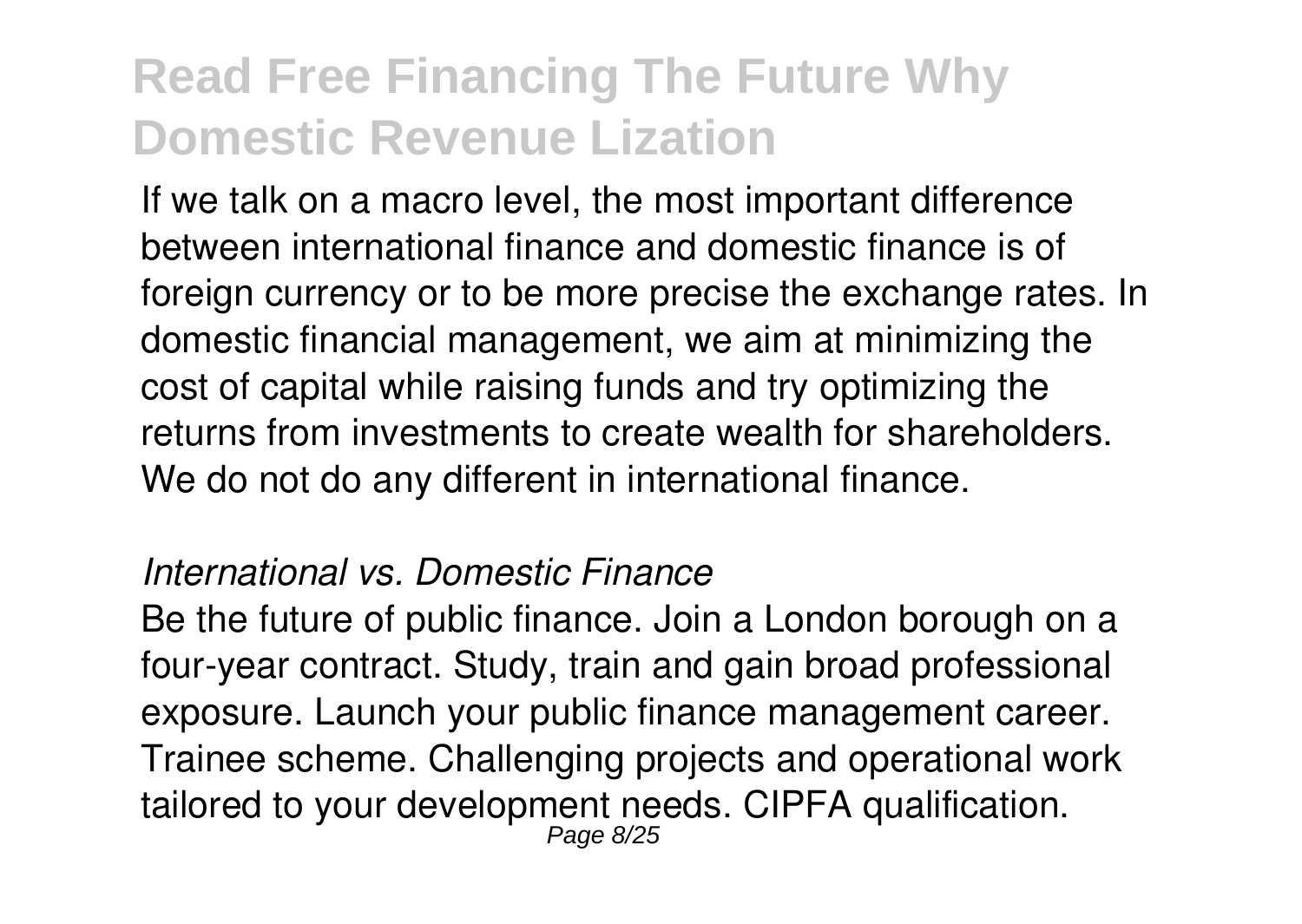If we talk on a macro level, the most important difference between international finance and domestic finance is of foreign currency or to be more precise the exchange rates. In domestic financial management, we aim at minimizing the cost of capital while raising funds and try optimizing the returns from investments to create wealth for shareholders. We do not do any different in international finance.

*International vs. Domestic Finance*

Be the future of public finance. Join a London borough on a four-year contract. Study, train and gain broad professional exposure. Launch your public finance management career. Trainee scheme. Challenging projects and operational work tailored to your development needs. CIPFA qualification.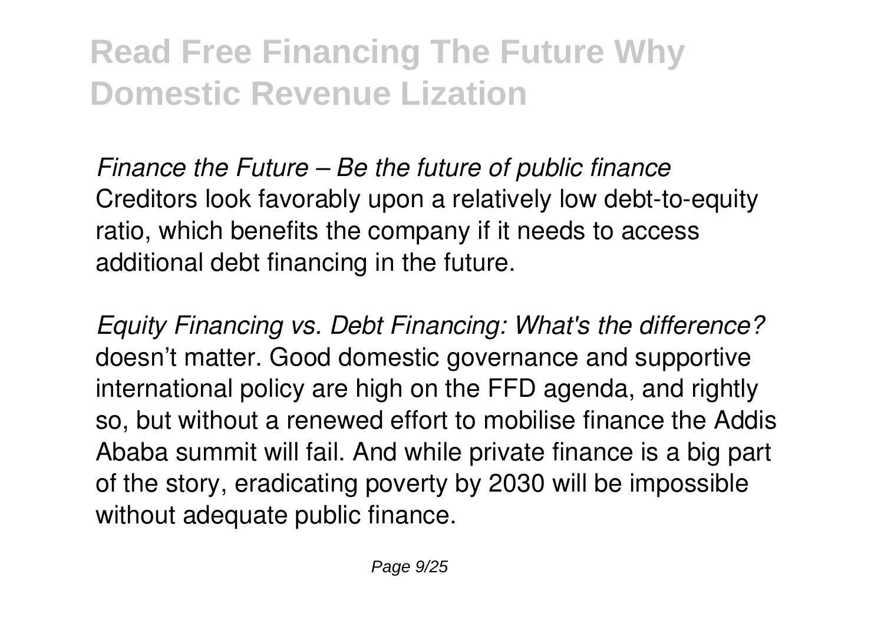*Finance the Future – Be the future of public finance*
Creditors look favorably upon a relatively low debt-to-equity ratio, which benefits the company if it needs to access additional debt financing in the future.

*Equity Financing vs. Debt Financing: What's the difference?*
doesn't matter. Good domestic governance and supportive international policy are high on the FFD agenda, and rightly so, but without a renewed effort to mobilise finance the Addis Ababa summit will fail. And while private finance is a big part of the story, eradicating poverty by 2030 will be impossible without adequate public finance.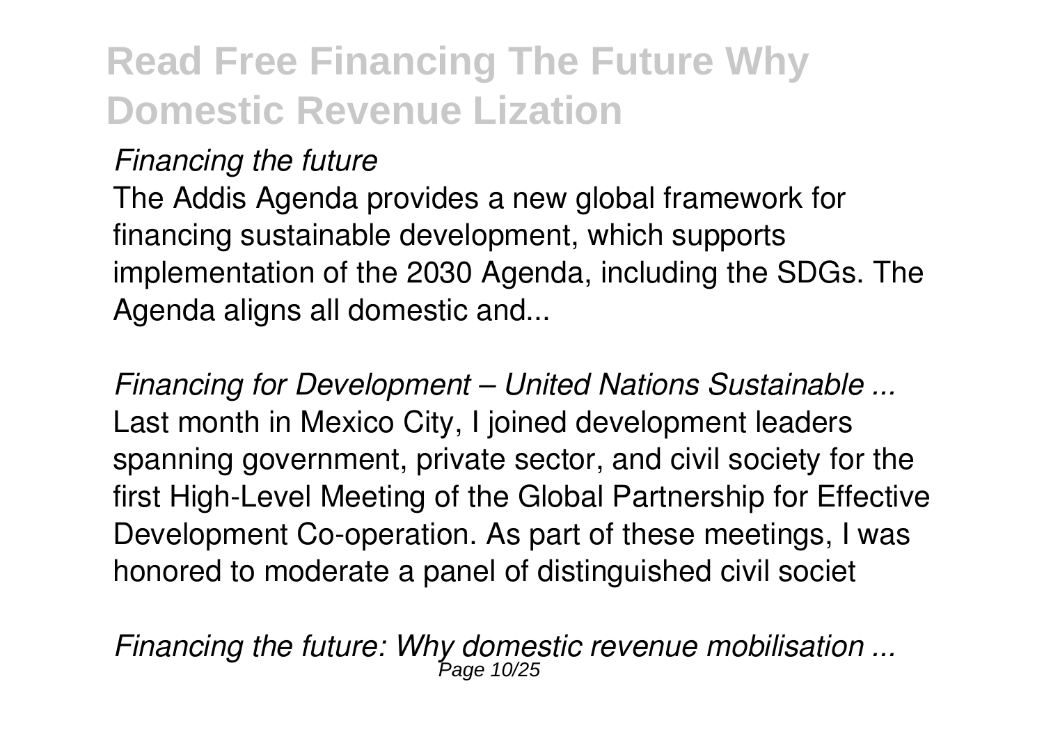*Financing the future*

The Addis Agenda provides a new global framework for financing sustainable development, which supports implementation of the 2030 Agenda, including the SDGs. The Agenda aligns all domestic and...

*Financing for Development – United Nations Sustainable ...*

Last month in Mexico City, I joined development leaders spanning government, private sector, and civil society for the first High-Level Meeting of the Global Partnership for Effective Development Co-operation. As part of these meetings, I was honored to moderate a panel of distinguished civil societ

*Financing the future: Why domestic revenue mobilisation ...*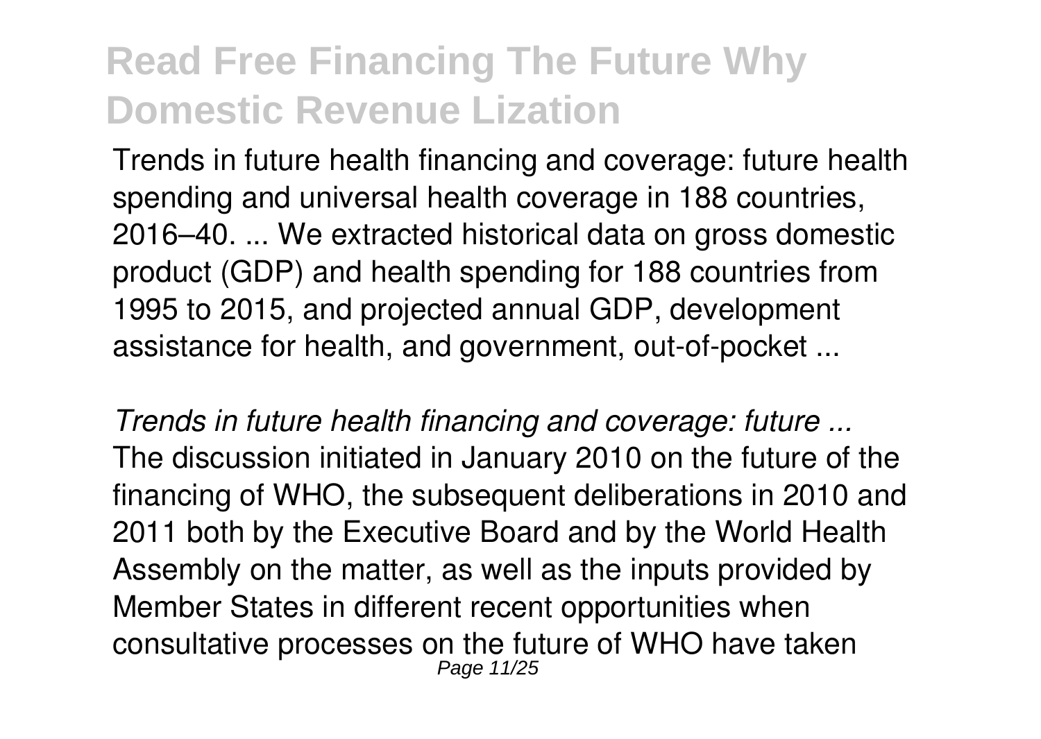Trends in future health financing and coverage: future health spending and universal health coverage in 188 countries, 2016–40. ... We extracted historical data on gross domestic product (GDP) and health spending for 188 countries from 1995 to 2015, and projected annual GDP, development assistance for health, and government, out-of-pocket ...

*Trends in future health financing and coverage: future ...*
The discussion initiated in January 2010 on the future of the financing of WHO, the subsequent deliberations in 2010 and 2011 both by the Executive Board and by the World Health Assembly on the matter, as well as the inputs provided by Member States in different recent opportunities when consultative processes on the future of WHO have taken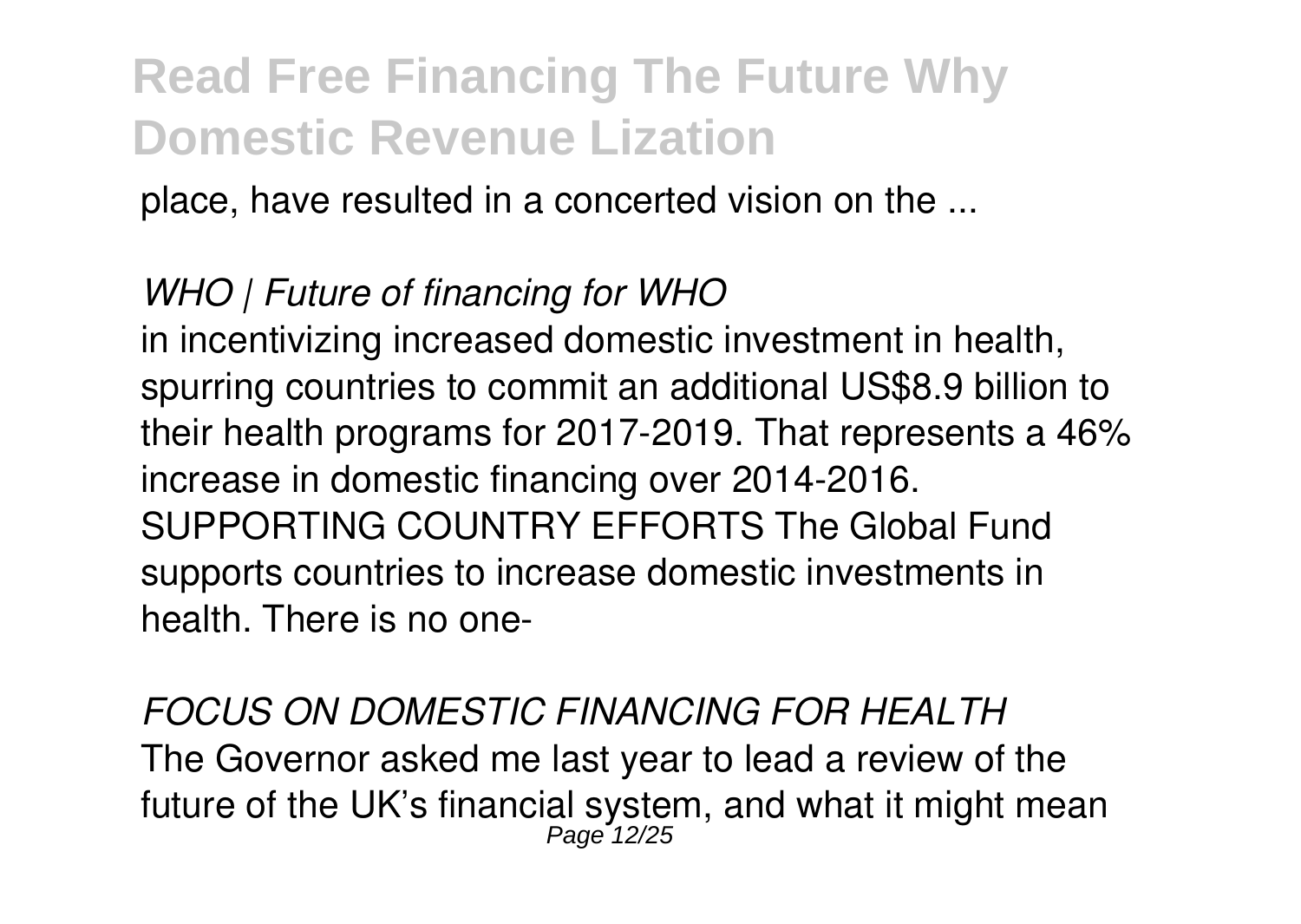place, have resulted in a concerted vision on the ...

*WHO | Future of financing for WHO*

in incentivizing increased domestic investment in health, spurring countries to commit an additional US$8.9 billion to their health programs for 2017-2019. That represents a 46% increase in domestic financing over 2014-2016. SUPPORTING COUNTRY EFFORTS The Global Fund supports countries to increase domestic investments in health. There is no one-

*FOCUS ON DOMESTIC FINANCING FOR HEALTH*

The Governor asked me last year to lead a review of the future of the UK's financial system, and what it might mean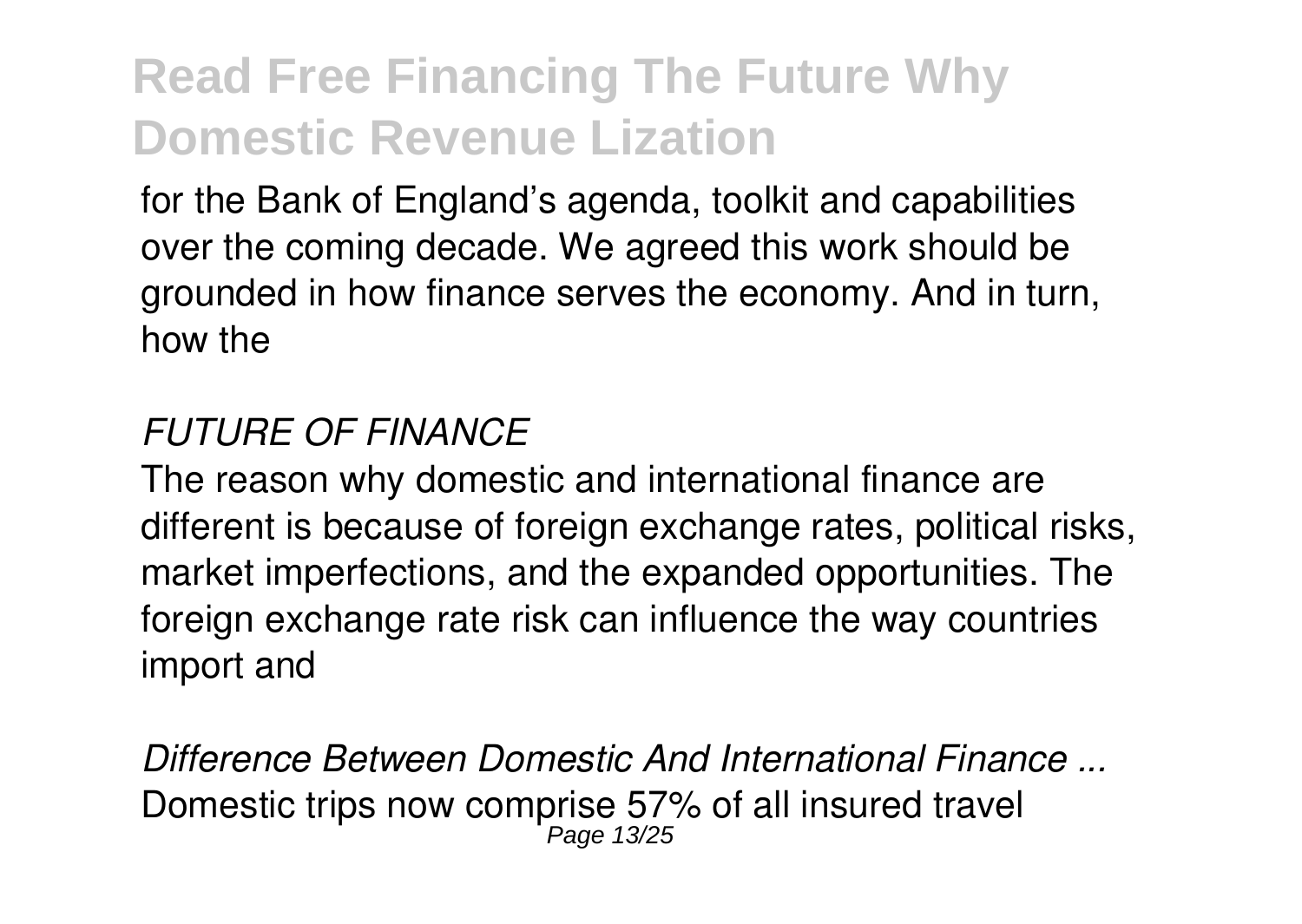for the Bank of England's agenda, toolkit and capabilities over the coming decade. We agreed this work should be grounded in how finance serves the economy. And in turn, how the

*FUTURE OF FINANCE*

The reason why domestic and international finance are different is because of foreign exchange rates, political risks, market imperfections, and the expanded opportunities. The foreign exchange rate risk can influence the way countries import and

***Difference Between Domestic And International Finance ...***

Domestic trips now comprise 57% of all insured travel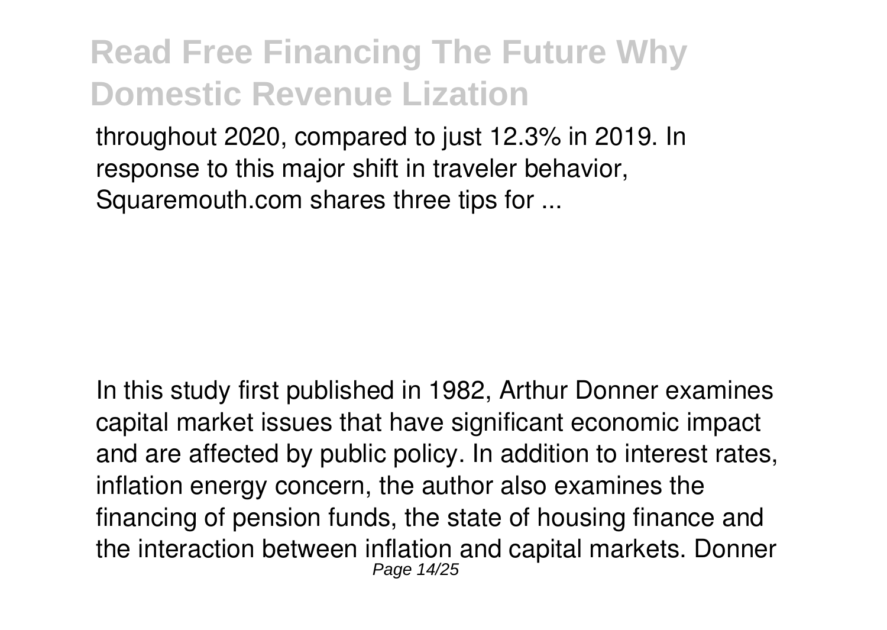throughout 2020, compared to just 12.3% in 2019. In response to this major shift in traveler behavior, Squaremouth.com shares three tips for ...

In this study first published in 1982, Arthur Donner examines capital market issues that have significant economic impact and are affected by public policy. In addition to interest rates, inflation energy concern, the author also examines the financing of pension funds, the state of housing finance and the interaction between inflation and capital markets. Donner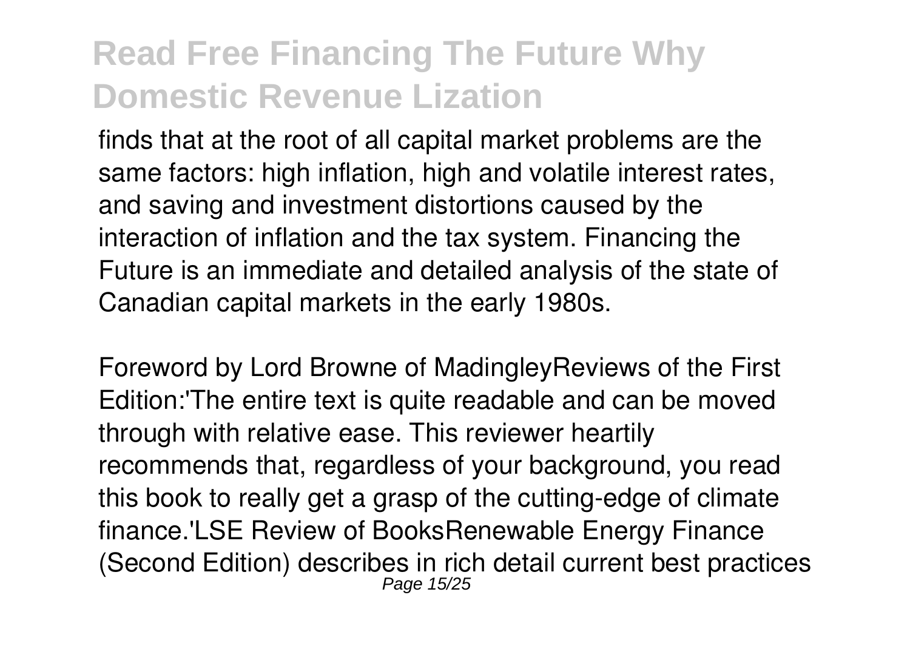finds that at the root of all capital market problems are the same factors: high inflation, high and volatile interest rates, and saving and investment distortions caused by the interaction of inflation and the tax system. Financing the Future is an immediate and detailed analysis of the state of Canadian capital markets in the early 1980s.

Foreword by Lord Browne of MadingleyReviews of the First Edition:'The entire text is quite readable and can be moved through with relative ease. This reviewer heartily recommends that, regardless of your background, you read this book to really get a grasp of the cutting-edge of climate finance.'LSE Review of BooksRenewable Energy Finance (Second Edition) describes in rich detail current best practices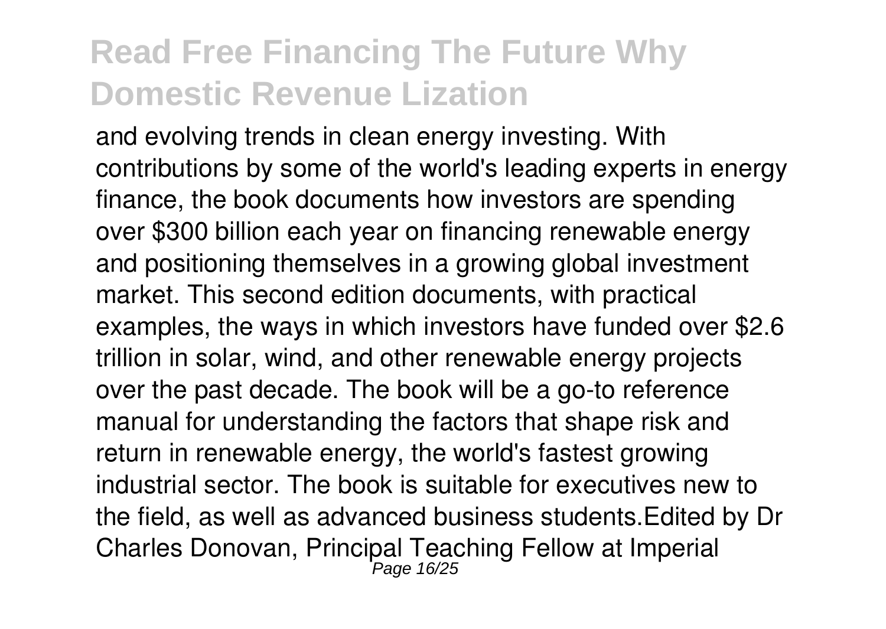and evolving trends in clean energy investing. With contributions by some of the world's leading experts in energy finance, the book documents how investors are spending over $300 billion each year on financing renewable energy and positioning themselves in a growing global investment market. This second edition documents, with practical examples, the ways in which investors have funded over $2.6 trillion in solar, wind, and other renewable energy projects over the past decade. The book will be a go-to reference manual for understanding the factors that shape risk and return in renewable energy, the world's fastest growing industrial sector. The book is suitable for executives new to the field, as well as advanced business students.Edited by Dr Charles Donovan, Principal Teaching Fellow at Imperial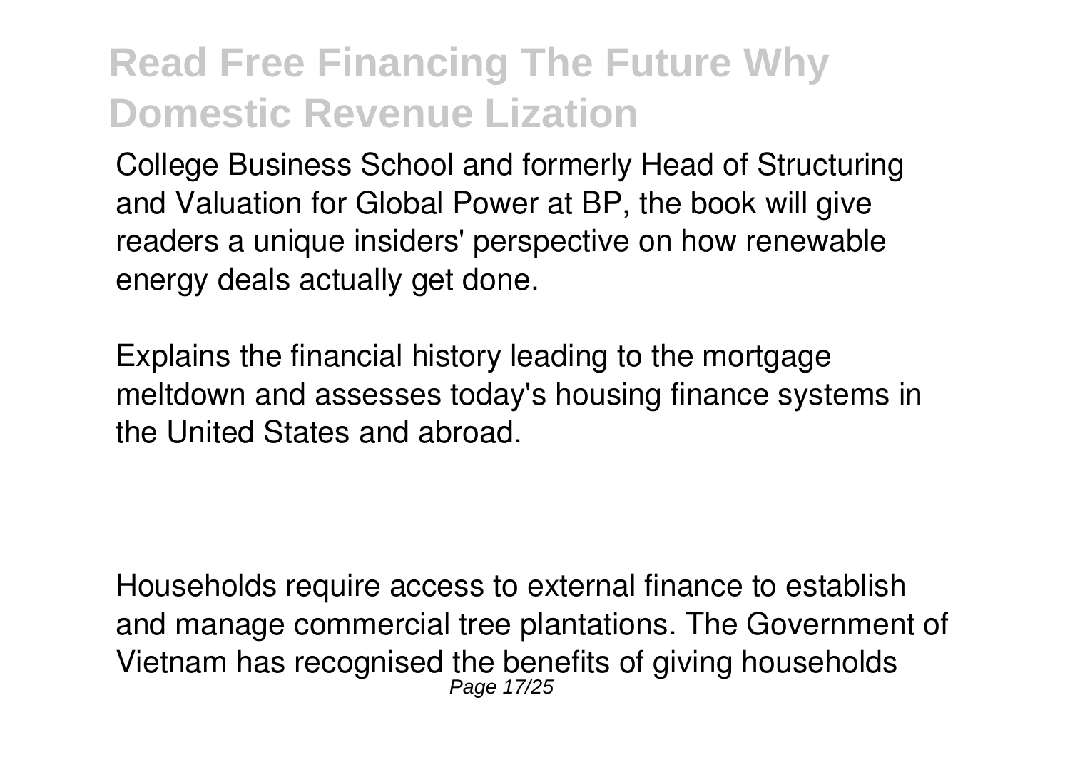College Business School and formerly Head of Structuring and Valuation for Global Power at BP, the book will give readers a unique insiders' perspective on how renewable energy deals actually get done.

Explains the financial history leading to the mortgage meltdown and assesses today's housing finance systems in the United States and abroad.

Households require access to external finance to establish and manage commercial tree plantations. The Government of Vietnam has recognised the benefits of giving households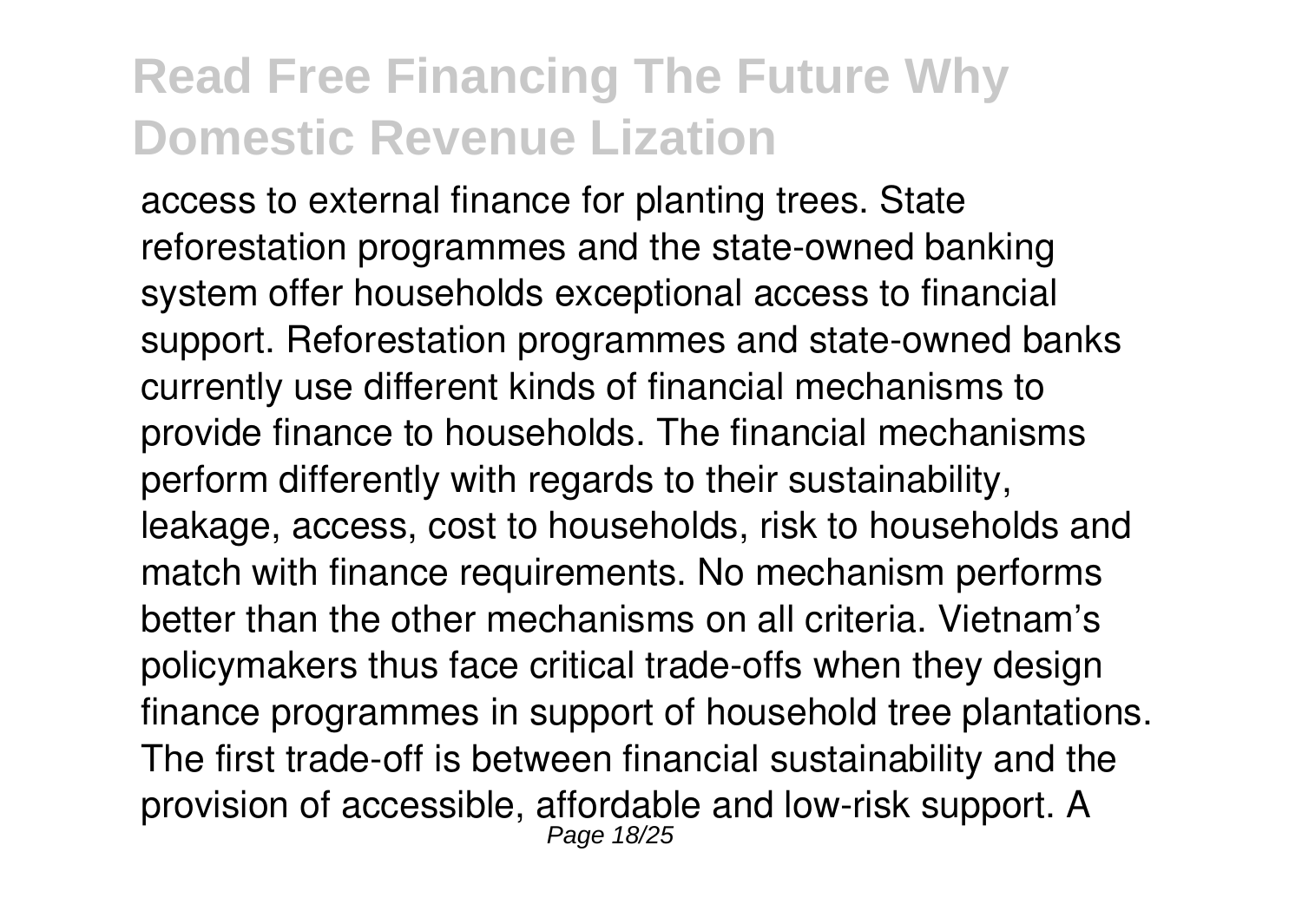access to external finance for planting trees. State reforestation programmes and the state-owned banking system offer households exceptional access to financial support. Reforestation programmes and state-owned banks currently use different kinds of financial mechanisms to provide finance to households. The financial mechanisms perform differently with regards to their sustainability, leakage, access, cost to households, risk to households and match with finance requirements. No mechanism performs better than the other mechanisms on all criteria. Vietnam's policymakers thus face critical trade-offs when they design finance programmes in support of household tree plantations. The first trade-off is between financial sustainability and the provision of accessible, affordable and low-risk support. A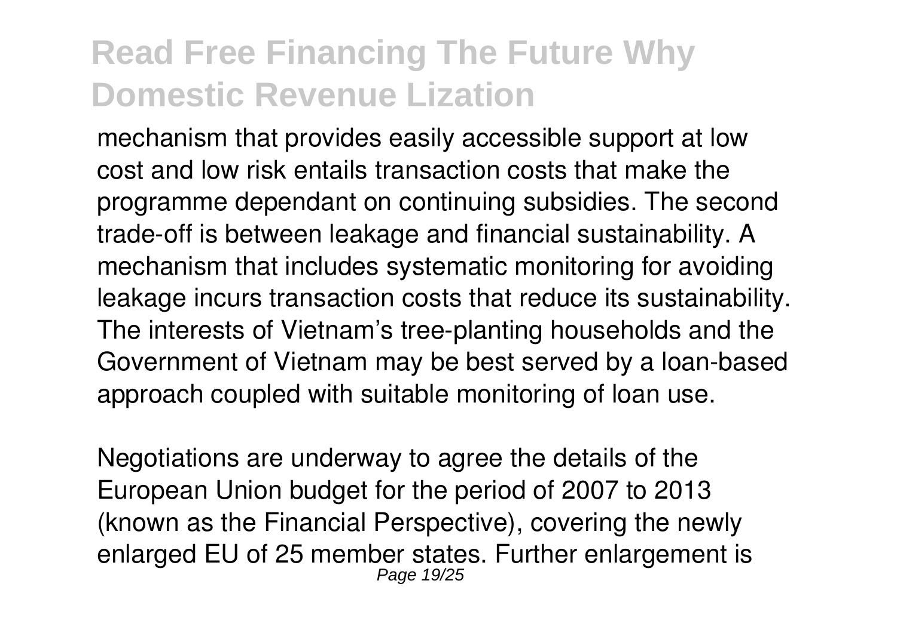mechanism that provides easily accessible support at low cost and low risk entails transaction costs that make the programme dependant on continuing subsidies. The second trade-off is between leakage and financial sustainability. A mechanism that includes systematic monitoring for avoiding leakage incurs transaction costs that reduce its sustainability. The interests of Vietnam's tree-planting households and the Government of Vietnam may be best served by a loan-based approach coupled with suitable monitoring of loan use.

Negotiations are underway to agree the details of the European Union budget for the period of 2007 to 2013 (known as the Financial Perspective), covering the newly enlarged EU of 25 member states. Further enlargement is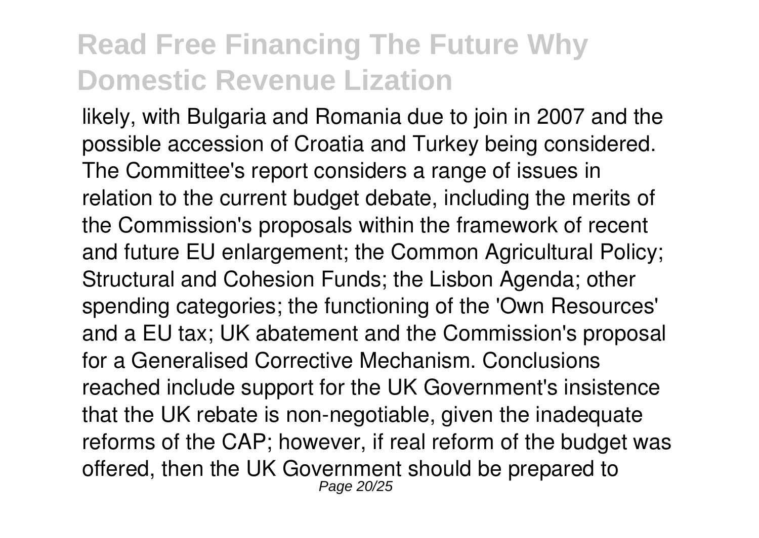likely, with Bulgaria and Romania due to join in 2007 and the possible accession of Croatia and Turkey being considered. The Committee's report considers a range of issues in relation to the current budget debate, including the merits of the Commission's proposals within the framework of recent and future EU enlargement; the Common Agricultural Policy; Structural and Cohesion Funds; the Lisbon Agenda; other spending categories; the functioning of the 'Own Resources' and a EU tax; UK abatement and the Commission's proposal for a Generalised Corrective Mechanism. Conclusions reached include support for the UK Government's insistence that the UK rebate is non-negotiable, given the inadequate reforms of the CAP; however, if real reform of the budget was offered, then the UK Government should be prepared to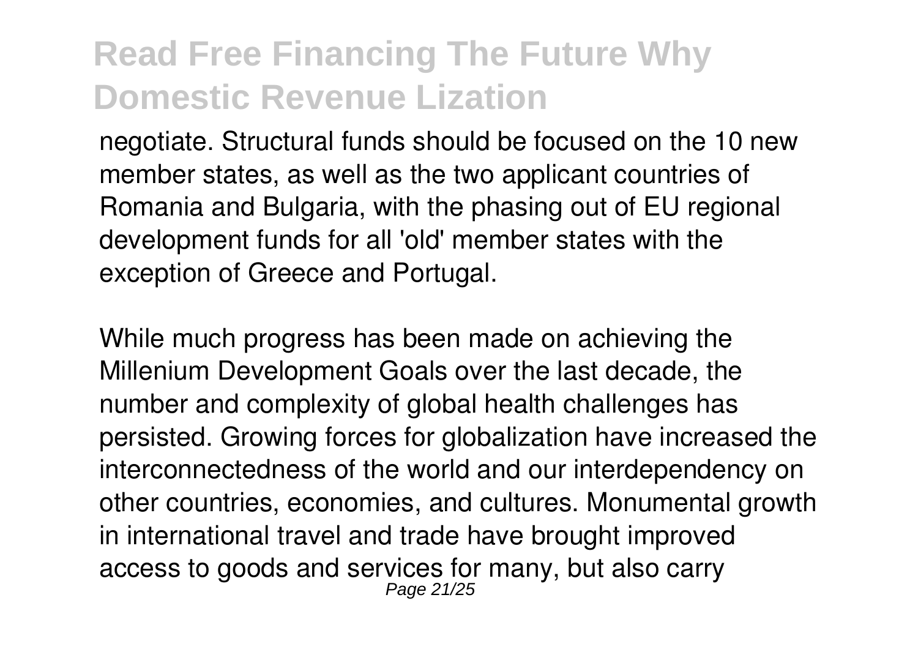negotiate. Structural funds should be focused on the 10 new member states, as well as the two applicant countries of Romania and Bulgaria, with the phasing out of EU regional development funds for all 'old' member states with the exception of Greece and Portugal.

While much progress has been made on achieving the Millenium Development Goals over the last decade, the number and complexity of global health challenges has persisted. Growing forces for globalization have increased the interconnectedness of the world and our interdependency on other countries, economies, and cultures. Monumental growth in international travel and trade have brought improved access to goods and services for many, but also carry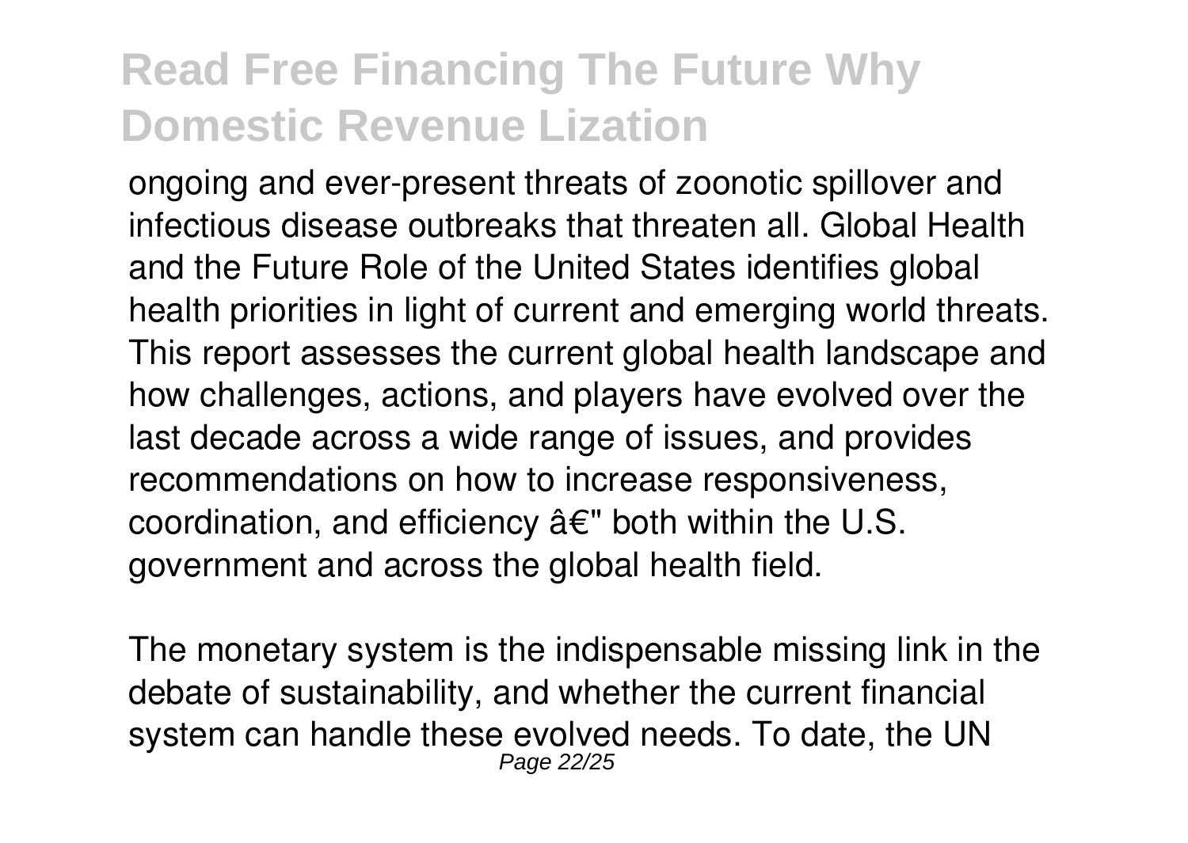ongoing and ever-present threats of zoonotic spillover and infectious disease outbreaks that threaten all. Global Health and the Future Role of the United States identifies global health priorities in light of current and emerging world threats. This report assesses the current global health landscape and how challenges, actions, and players have evolved over the last decade across a wide range of issues, and provides recommendations on how to increase responsiveness, coordination, and efficiency â€" both within the U.S. government and across the global health field.

The monetary system is the indispensable missing link in the debate of sustainability, and whether the current financial system can handle these evolved needs. To date, the UN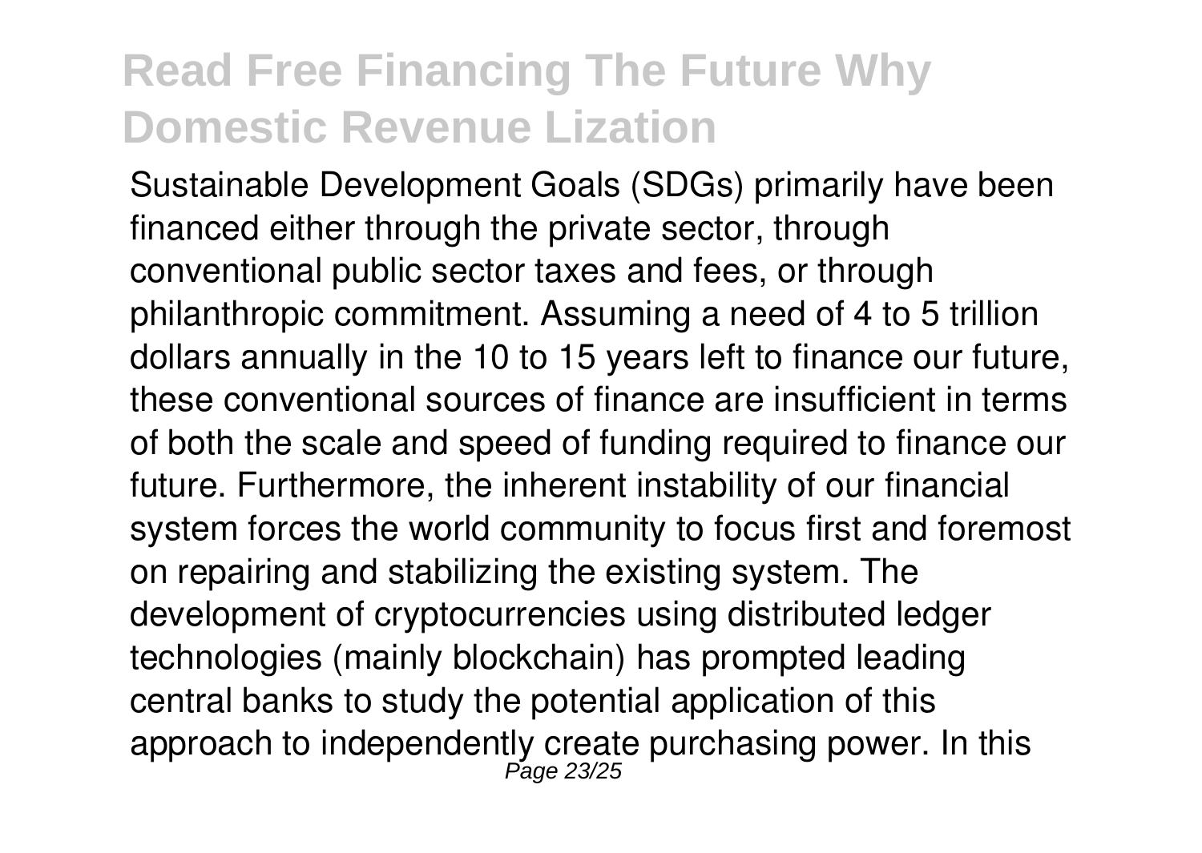Sustainable Development Goals (SDGs) primarily have been financed either through the private sector, through conventional public sector taxes and fees, or through philanthropic commitment. Assuming a need of 4 to 5 trillion dollars annually in the 10 to 15 years left to finance our future, these conventional sources of finance are insufficient in terms of both the scale and speed of funding required to finance our future. Furthermore, the inherent instability of our financial system forces the world community to focus first and foremost on repairing and stabilizing the existing system. The development of cryptocurrencies using distributed ledger technologies (mainly blockchain) has prompted leading central banks to study the potential application of this approach to independently create purchasing power. In this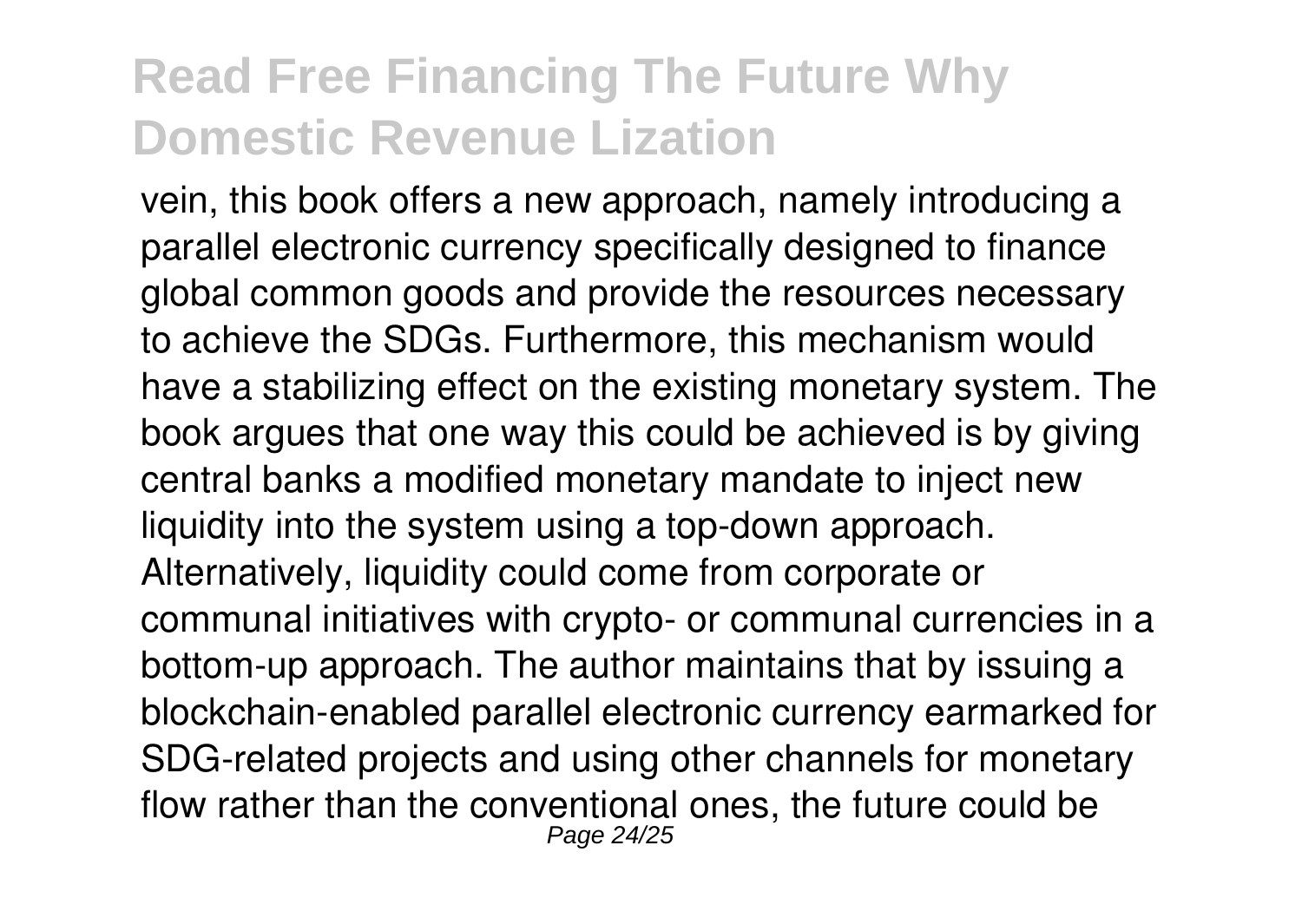vein, this book offers a new approach, namely introducing a parallel electronic currency specifically designed to finance global common goods and provide the resources necessary to achieve the SDGs. Furthermore, this mechanism would have a stabilizing effect on the existing monetary system. The book argues that one way this could be achieved is by giving central banks a modified monetary mandate to inject new liquidity into the system using a top-down approach. Alternatively, liquidity could come from corporate or communal initiatives with crypto- or communal currencies in a bottom-up approach. The author maintains that by issuing a blockchain-enabled parallel electronic currency earmarked for SDG-related projects and using other channels for monetary flow rather than the conventional ones, the future could be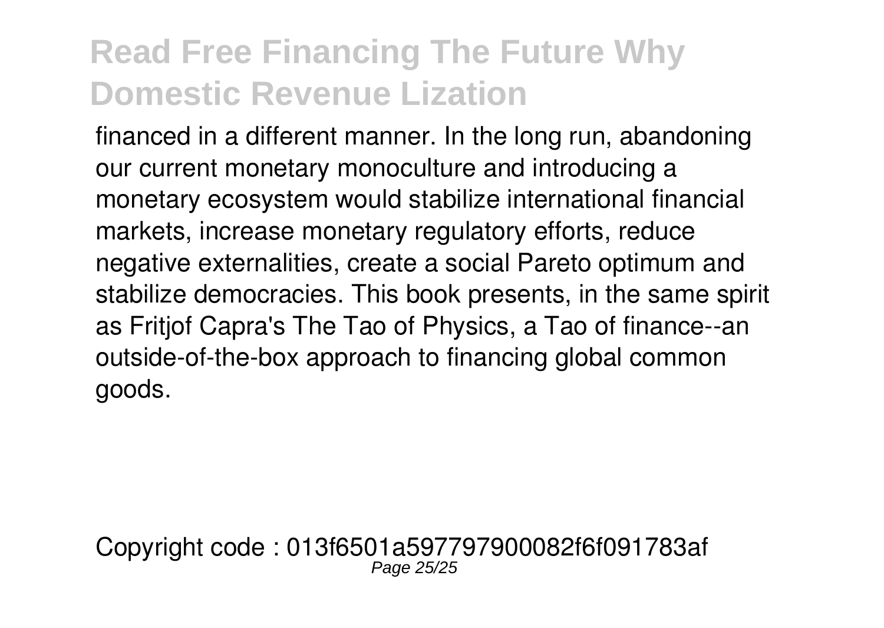financed in a different manner. In the long run, abandoning our current monetary monoculture and introducing a monetary ecosystem would stabilize international financial markets, increase monetary regulatory efforts, reduce negative externalities, create a social Pareto optimum and stabilize democracies. This book presents, in the same spirit as Fritjof Capra's The Tao of Physics, a Tao of finance--an outside-of-the-box approach to financing global common goods.

Copyright code : 013f6501a597797900082f6f091783af